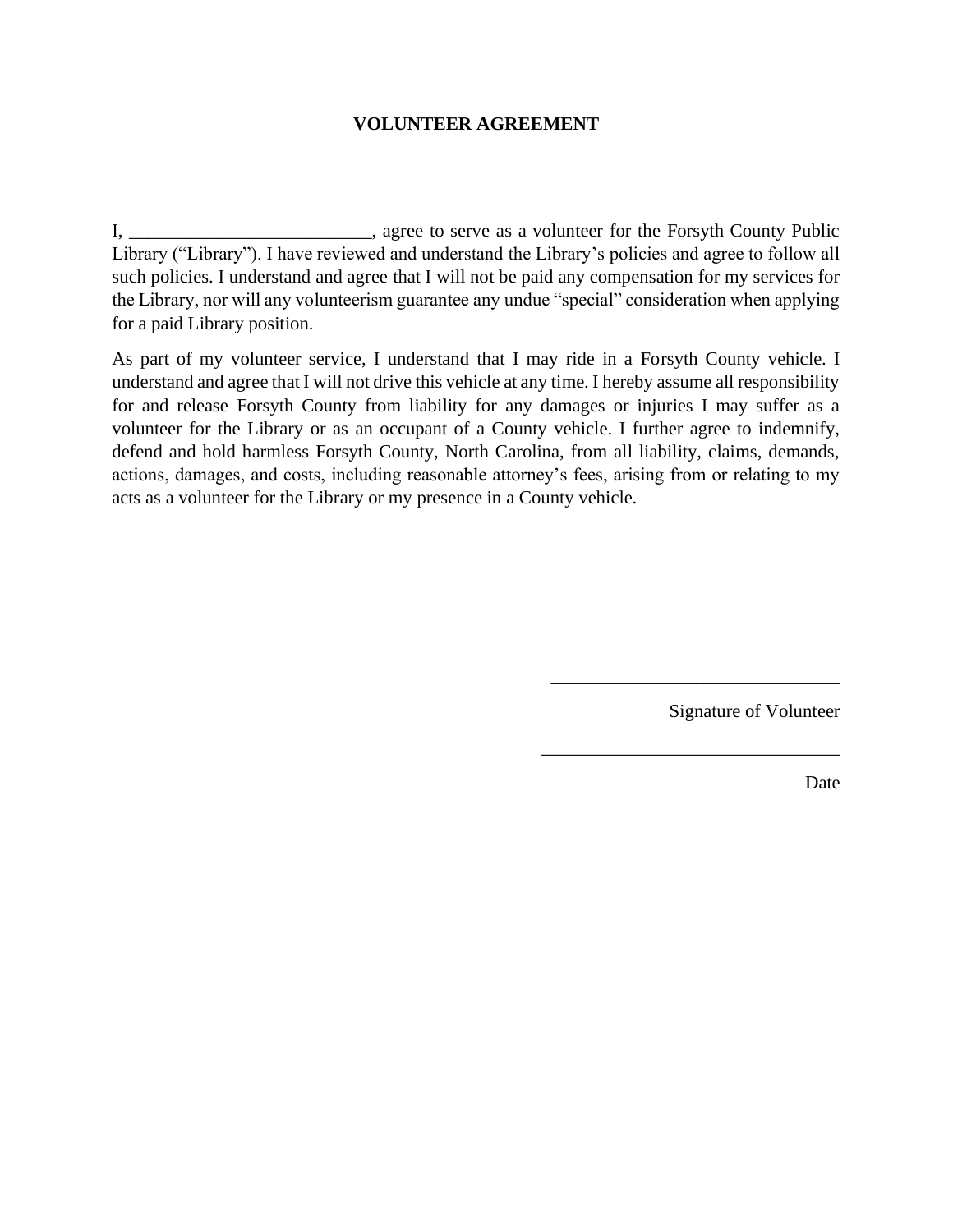**VOLUNTEER AGREEMENT**

I, _________________________, agree to serve as a volunteer for the Forsyth County Public Library ("Library"). I have reviewed and understand the Library's policies and agree to follow all such policies. I understand and agree that I will not be paid any compensation for my services for the Library, nor will any volunteerism guarantee any undue "special" consideration when applying for a paid Library position.

As part of my volunteer service, I understand that I may ride in a Forsyth County vehicle. I understand and agree that I will not drive this vehicle at any time. I hereby assume all responsibility for and release Forsyth County from liability for any damages or injuries I may suffer as a volunteer for the Library or as an occupant of a County vehicle. I further agree to indemnify, defend and hold harmless Forsyth County, North Carolina, from all liability, claims, demands, actions, damages, and costs, including reasonable attorney's fees, arising from or relating to my acts as a volunteer for the Library or my presence in a County vehicle.

_______________________________

Signature of Volunteer

_______________________________

Date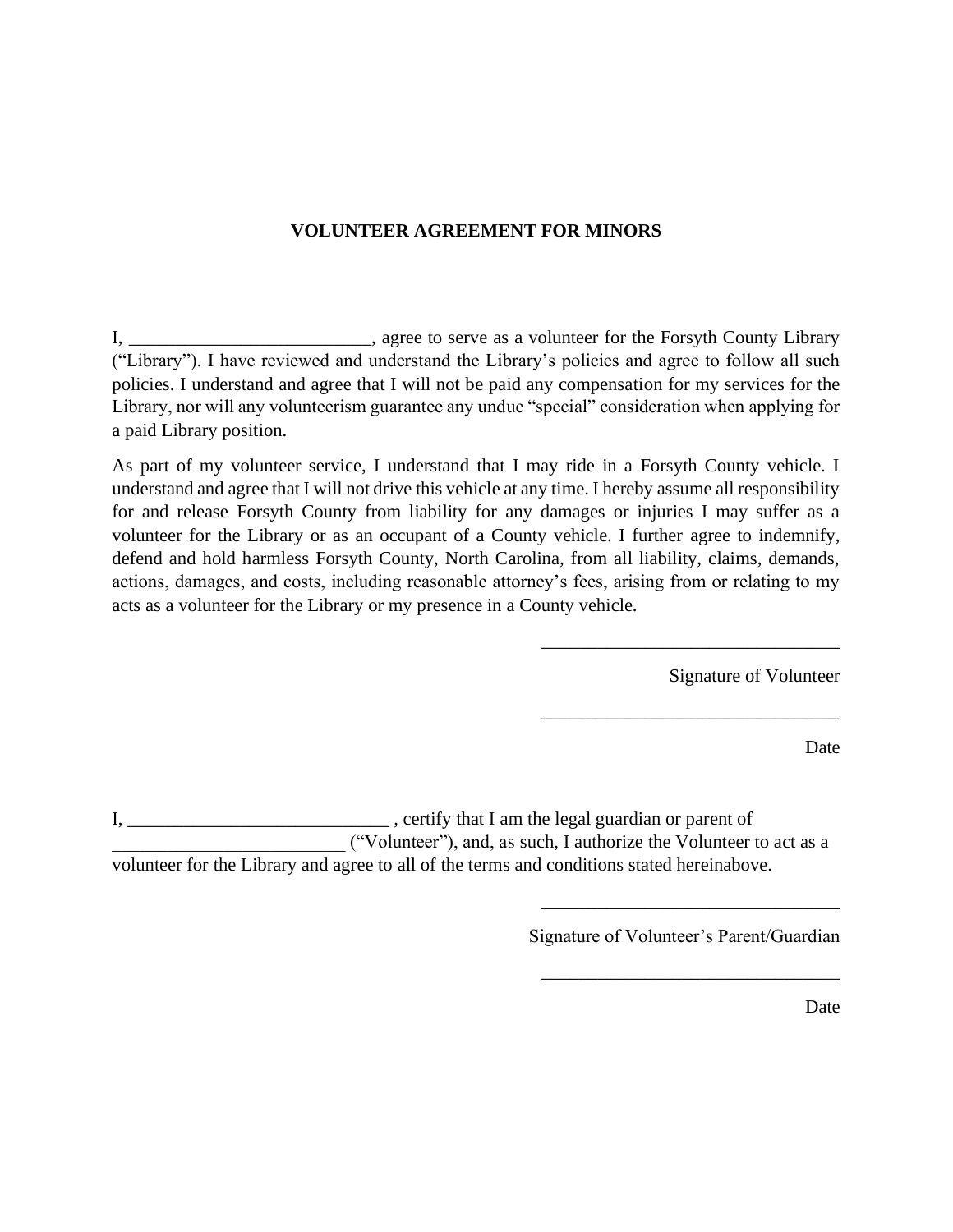# VOLUNTEER AGREEMENT FOR MINORS

I, __________________________, agree to serve as a volunteer for the Forsyth County Library ("Library"). I have reviewed and understand the Library's policies and agree to follow all such policies. I understand and agree that I will not be paid any compensation for my services for the Library, nor will any volunteerism guarantee any undue "special" consideration when applying for a paid Library position.

As part of my volunteer service, I understand that I may ride in a Forsyth County vehicle. I understand and agree that I will not drive this vehicle at any time. I hereby assume all responsibility for and release Forsyth County from liability for any damages or injuries I may suffer as a volunteer for the Library or as an occupant of a County vehicle. I further agree to indemnify, defend and hold harmless Forsyth County, North Carolina, from all liability, claims, demands, actions, damages, and costs, including reasonable attorney's fees, arising from or relating to my acts as a volunteer for the Library or my presence in a County vehicle.

________________________________

Signature of Volunteer

________________________________

Date

I, ____________________________ , certify that I am the legal guardian or parent of _________________________ ("Volunteer"), and, as such, I authorize the Volunteer to act as a volunteer for the Library and agree to all of the terms and conditions stated hereinabove.

________________________________

Signature of Volunteer's Parent/Guardian

________________________________

Date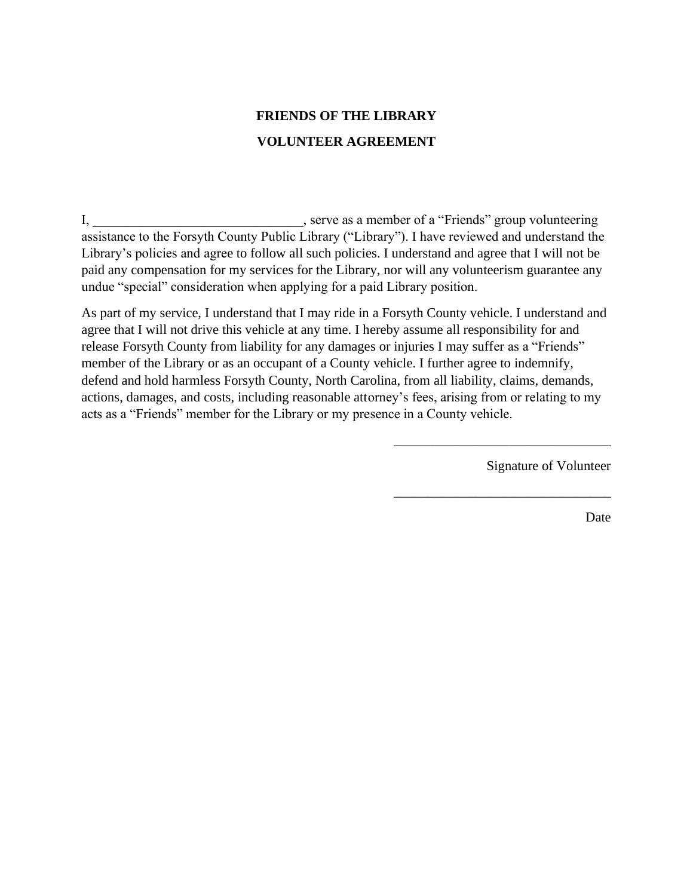**FRIENDS OF THE LIBRARY**

**VOLUNTEER AGREEMENT**

I, ______________________________, serve as a member of a “Friends” group volunteering assistance to the Forsyth County Public Library (“Library”). I have reviewed and understand the Library’s policies and agree to follow all such policies. I understand and agree that I will not be paid any compensation for my services for the Library, nor will any volunteerism guarantee any undue “special” consideration when applying for a paid Library position.

As part of my service, I understand that I may ride in a Forsyth County vehicle. I understand and agree that I will not drive this vehicle at any time. I hereby assume all responsibility for and release Forsyth County from liability for any damages or injuries I may suffer as a “Friends” member of the Library or as an occupant of a County vehicle. I further agree to indemnify, defend and hold harmless Forsyth County, North Carolina, from all liability, claims, demands, actions, damages, and costs, including reasonable attorney’s fees, arising from or relating to my acts as a “Friends” member for the Library or my presence in a County vehicle.

________________________________

Signature of Volunteer

________________________________

Date